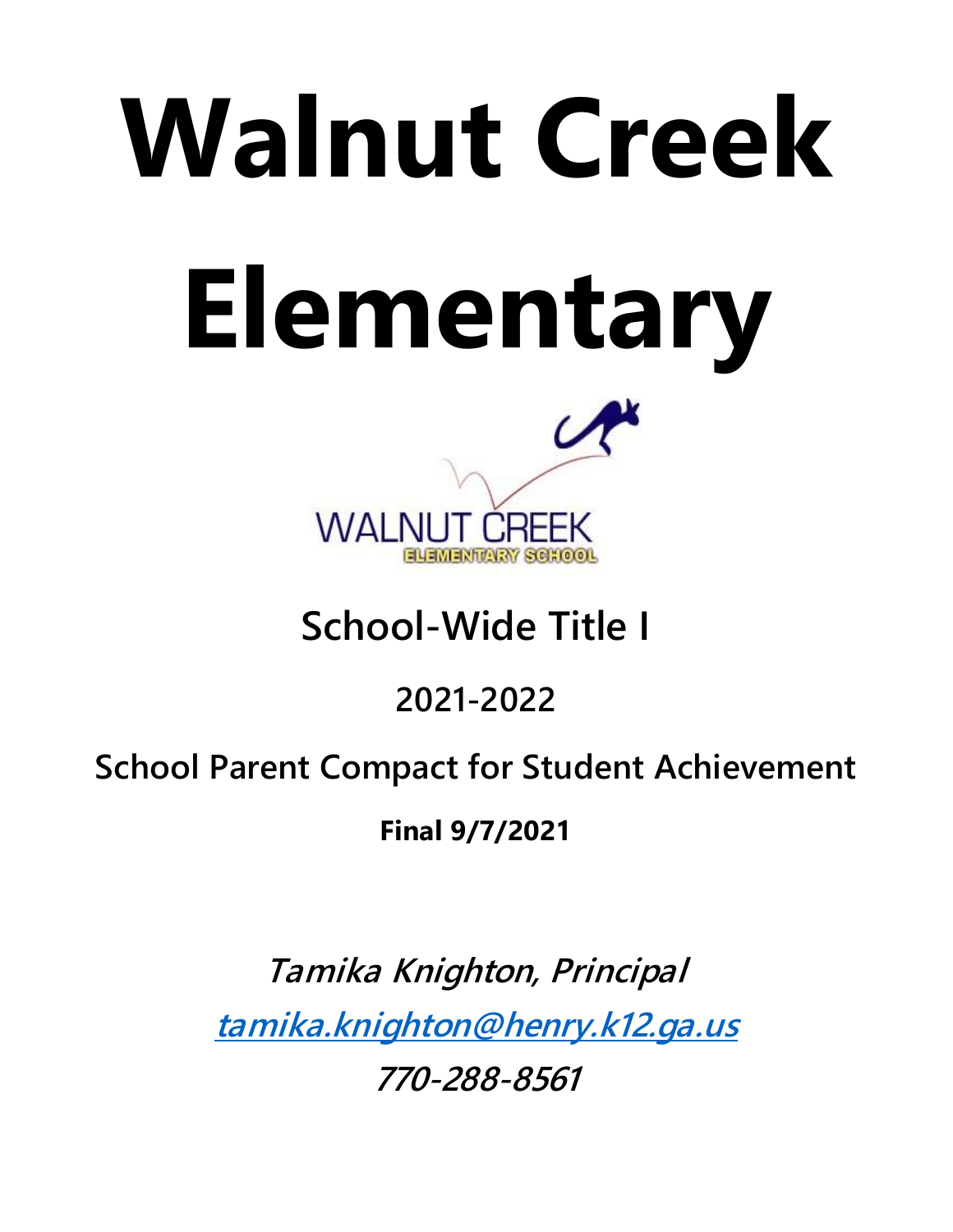# Walnut Creek Elementary

## School-Wide Title I

## 2021-2022

## School Parent Compact for Student Achievement

**Final 9/7/2021**

***Tamika Knighton, Principal***

***tamika.knighton@henry.k12.ga.us***

***770-288-8561***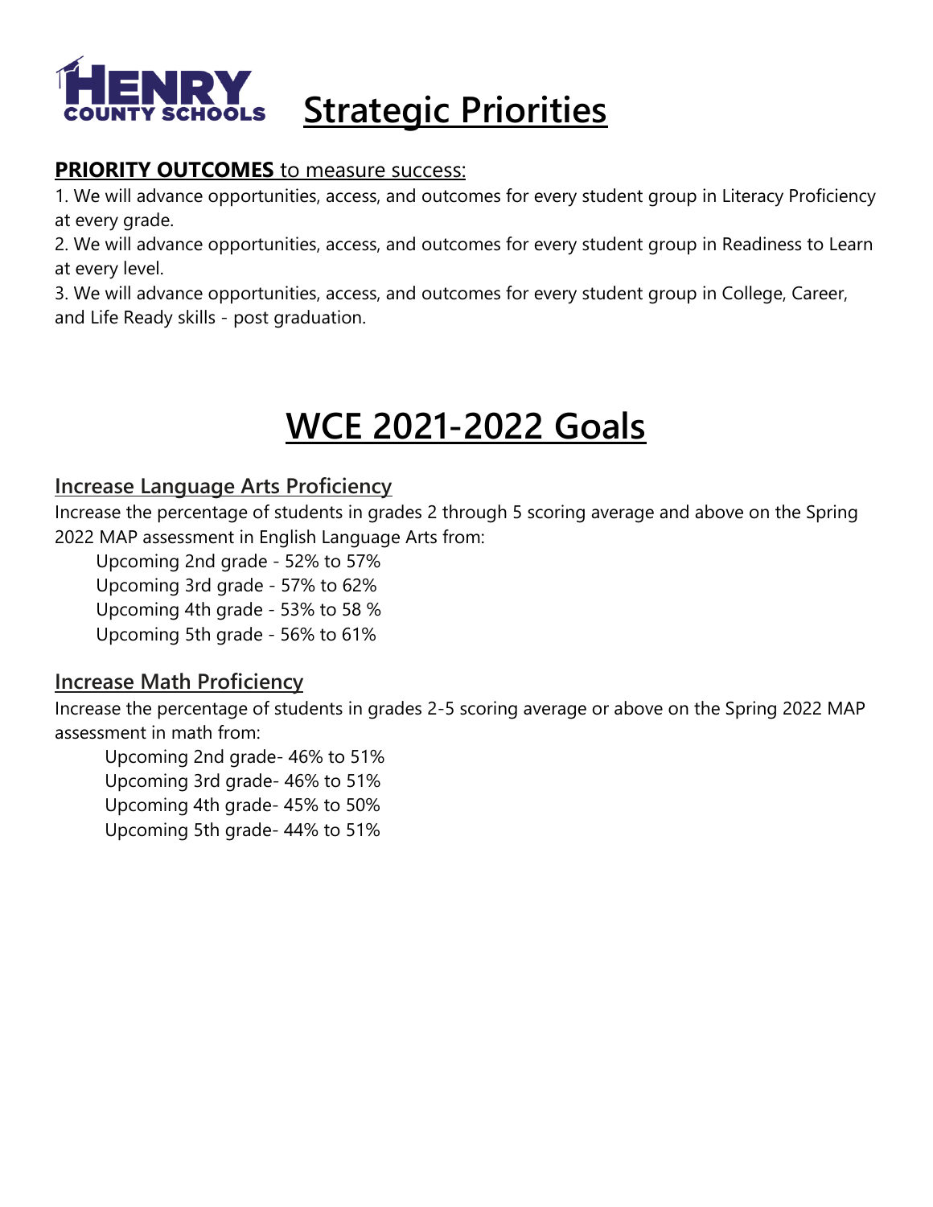# HENRY COUNTY SCHOOLS Strategic Priorities

**PRIORITY OUTCOMES** to measure success:

1. We will advance opportunities, access, and outcomes for every student group in Literacy Proficiency at every grade.
2. We will advance opportunities, access, and outcomes for every student group in Readiness to Learn at every level.
3. We will advance opportunities, access, and outcomes for every student group in College, Career, and Life Ready skills - post graduation.

# WCE 2021-2022 Goals

## Increase Language Arts Proficiency

Increase the percentage of students in grades 2 through 5 scoring average and above on the Spring 2022 MAP assessment in English Language Arts from:

Upcoming 2nd grade - 52% to 57%
Upcoming 3rd grade - 57% to 62%
Upcoming 4th grade - 53% to 58 %
Upcoming 5th grade - 56% to 61%

## Increase Math Proficiency

Increase the percentage of students in grades 2-5 scoring average or above on the Spring 2022 MAP assessment in math from:

Upcoming 2nd grade- 46% to 51%
Upcoming 3rd grade- 46% to 51%
Upcoming 4th grade- 45% to 50%
Upcoming 5th grade- 44% to 51%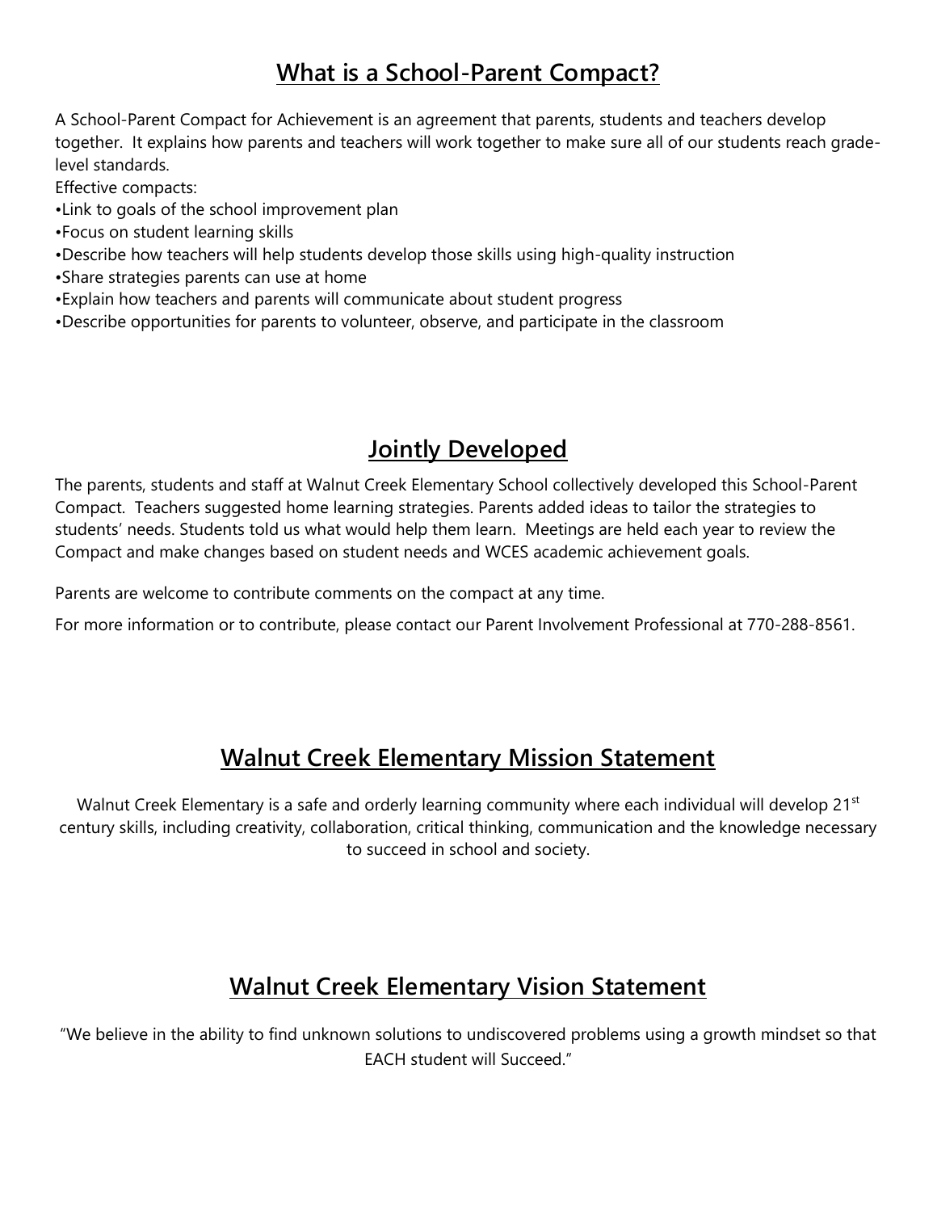## What is a School-Parent Compact?

A School-Parent Compact for Achievement is an agreement that parents, students and teachers develop together. It explains how parents and teachers will work together to make sure all of our students reach grade-level standards.

Effective compacts:

- Link to goals of the school improvement plan
- Focus on student learning skills
- Describe how teachers will help students develop those skills using high-quality instruction
- Share strategies parents can use at home
- Explain how teachers and parents will communicate about student progress
- Describe opportunities for parents to volunteer, observe, and participate in the classroom

## Jointly Developed

The parents, students and staff at Walnut Creek Elementary School collectively developed this School-Parent Compact. Teachers suggested home learning strategies. Parents added ideas to tailor the strategies to students' needs. Students told us what would help them learn. Meetings are held each year to review the Compact and make changes based on student needs and WCES academic achievement goals.

Parents are welcome to contribute comments on the compact at any time.

For more information or to contribute, please contact our Parent Involvement Professional at 770-288-8561.

## Walnut Creek Elementary Mission Statement

Walnut Creek Elementary is a safe and orderly learning community where each individual will develop 21st century skills, including creativity, collaboration, critical thinking, communication and the knowledge necessary to succeed in school and society.

## Walnut Creek Elementary Vision Statement

"We believe in the ability to find unknown solutions to undiscovered problems using a growth mindset so that EACH student will Succeed."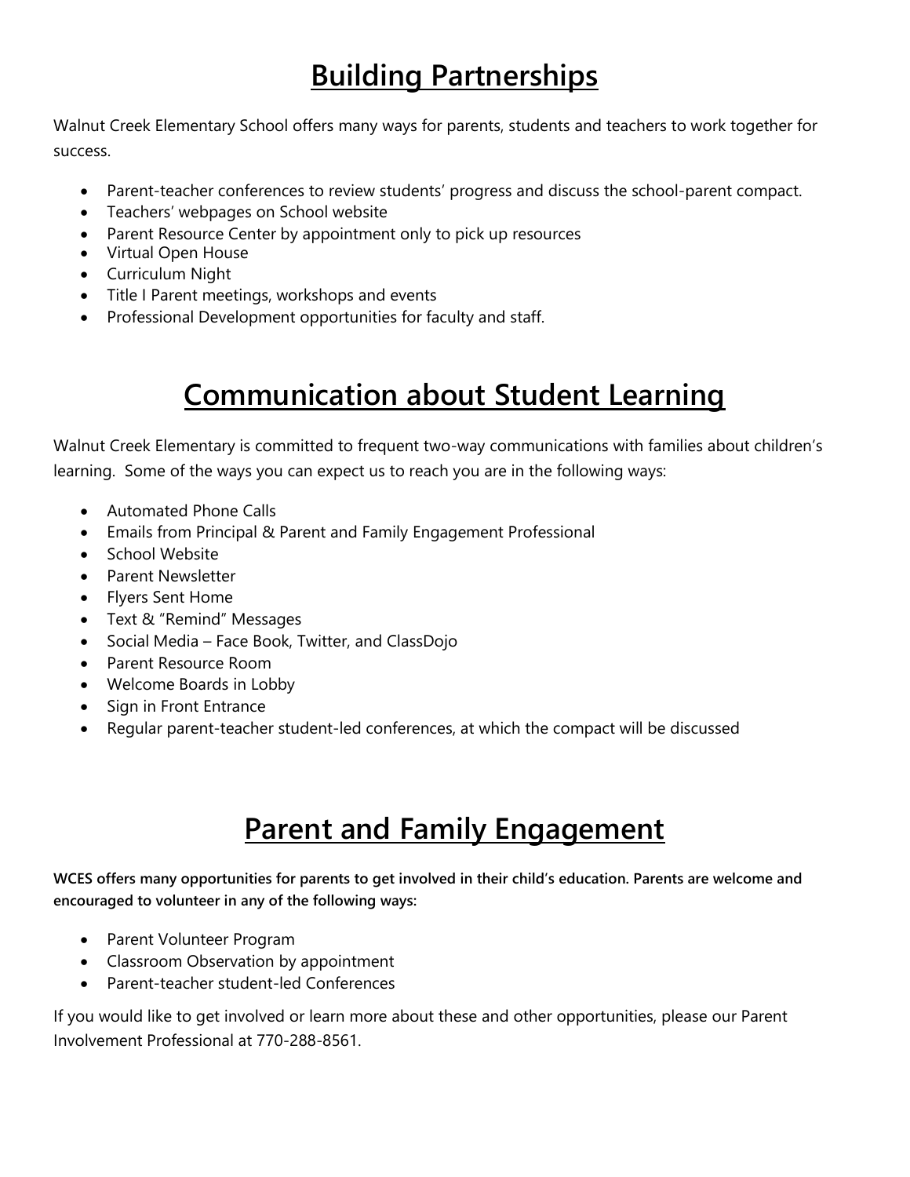# Building Partnerships

Walnut Creek Elementary School offers many ways for parents, students and teachers to work together for success.

- Parent-teacher conferences to review students' progress and discuss the school-parent compact.
- Teachers' webpages on School website
- Parent Resource Center by appointment only to pick up resources
- Virtual Open House
- Curriculum Night
- Title I Parent meetings, workshops and events
- Professional Development opportunities for faculty and staff.

# Communication about Student Learning

Walnut Creek Elementary is committed to frequent two-way communications with families about children's learning. Some of the ways you can expect us to reach you are in the following ways:

- Automated Phone Calls
- Emails from Principal & Parent and Family Engagement Professional
- School Website
- Parent Newsletter
- Flyers Sent Home
- Text & "Remind" Messages
- Social Media – Face Book, Twitter, and ClassDojo
- Parent Resource Room
- Welcome Boards in Lobby
- Sign in Front Entrance
- Regular parent-teacher student-led conferences, at which the compact will be discussed

# Parent and Family Engagement

**WCES offers many opportunities for parents to get involved in their child's education. Parents are welcome and encouraged to volunteer in any of the following ways:**

- Parent Volunteer Program
- Classroom Observation by appointment
- Parent-teacher student-led Conferences

If you would like to get involved or learn more about these and other opportunities, please our Parent Involvement Professional at 770-288-8561.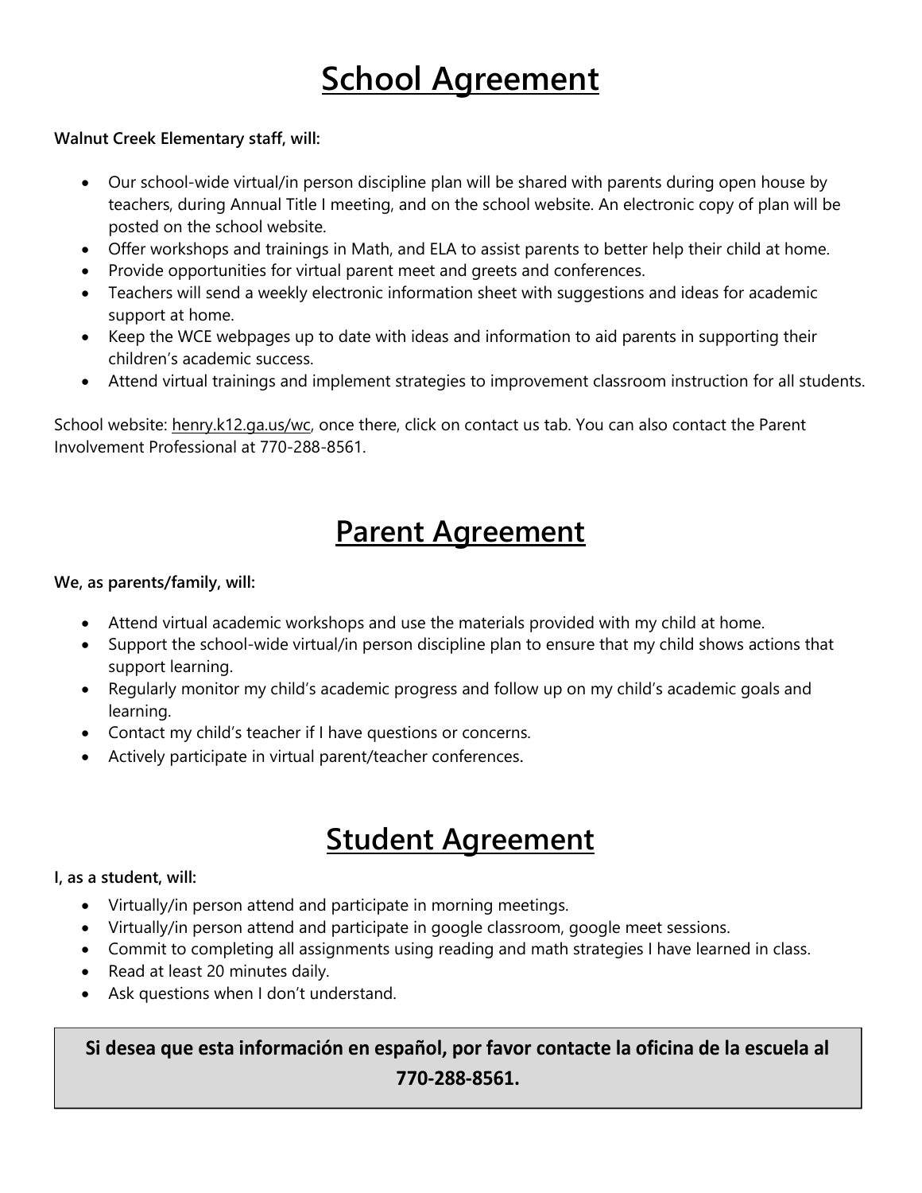# School Agreement

**Walnut Creek Elementary staff, will:**

- Our school-wide virtual/in person discipline plan will be shared with parents during open house by teachers, during Annual Title I meeting, and on the school website. An electronic copy of plan will be posted on the school website.
- Offer workshops and trainings in Math, and ELA to assist parents to better help their child at home.
- Provide opportunities for virtual parent meet and greets and conferences.
- Teachers will send a weekly electronic information sheet with suggestions and ideas for academic support at home.
- Keep the WCE webpages up to date with ideas and information to aid parents in supporting their children's academic success.
- Attend virtual trainings and implement strategies to improvement classroom instruction for all students.

School website: henry.k12.ga.us/wc, once there, click on contact us tab. You can also contact the Parent Involvement Professional at 770-288-8561.

# Parent Agreement

**We, as parents/family, will:**

- Attend virtual academic workshops and use the materials provided with my child at home.
- Support the school-wide virtual/in person discipline plan to ensure that my child shows actions that support learning.
- Regularly monitor my child's academic progress and follow up on my child's academic goals and learning.
- Contact my child's teacher if I have questions or concerns.
- Actively participate in virtual parent/teacher conferences.

# Student Agreement

**I, as a student, will:**

- Virtually/in person attend and participate in morning meetings.
- Virtually/in person attend and participate in google classroom, google meet sessions.
- Commit to completing all assignments using reading and math strategies I have learned in class.
- Read at least 20 minutes daily.
- Ask questions when I don't understand.

**Si desea que esta información en español, por favor contacte la oficina de la escuela al 770-288-8561.**